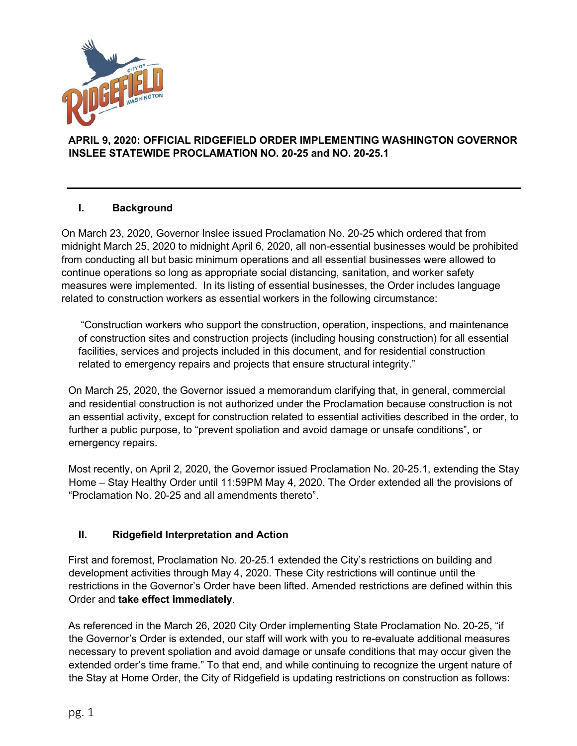# APRIL 9, 2020: OFFICIAL RIDGEFIELD ORDER IMPLEMENTING WASHINGTON GOVERNOR INSLEE STATEWIDE PROCLAMATION NO. 20-25 and NO. 20-25.1

---

## I. Background

On March 23, 2020, Governor Inslee issued Proclamation No. 20-25 which ordered that from midnight March 25, 2020 to midnight April 6, 2020, all non-essential businesses would be prohibited from conducting all but basic minimum operations and all essential businesses were allowed to continue operations so long as appropriate social distancing, sanitation, and worker safety measures were implemented. In its listing of essential businesses, the Order includes language related to construction workers as essential workers in the following circumstance:

> "Construction workers who support the construction, operation, inspections, and maintenance of construction sites and construction projects (including housing construction) for all essential facilities, services and projects included in this document, and for residential construction related to emergency repairs and projects that ensure structural integrity."

On March 25, 2020, the Governor issued a memorandum clarifying that, in general, commercial and residential construction is not authorized under the Proclamation because construction is not an essential activity, except for construction related to essential activities described in the order, to further a public purpose, to "prevent spoliation and avoid damage or unsafe conditions", or emergency repairs.

Most recently, on April 2, 2020, the Governor issued Proclamation No. 20-25.1, extending the Stay Home – Stay Healthy Order until 11:59PM May 4, 2020. The Order extended all the provisions of "Proclamation No. 20-25 and all amendments thereto".

## II. Ridgefield Interpretation and Action

First and foremost, Proclamation No. 20-25.1 extended the City's restrictions on building and development activities through May 4, 2020. These City restrictions will continue until the restrictions in the Governor's Order have been lifted. Amended restrictions are defined within this Order and **take effect immediately**.

As referenced in the March 26, 2020 City Order implementing State Proclamation No. 20-25, "if the Governor's Order is extended, our staff will work with you to re-evaluate additional measures necessary to prevent spoliation and avoid damage or unsafe conditions that may occur given the extended order's time frame." To that end, and while continuing to recognize the urgent nature of the Stay at Home Order, the City of Ridgefield is updating restrictions on construction as follows: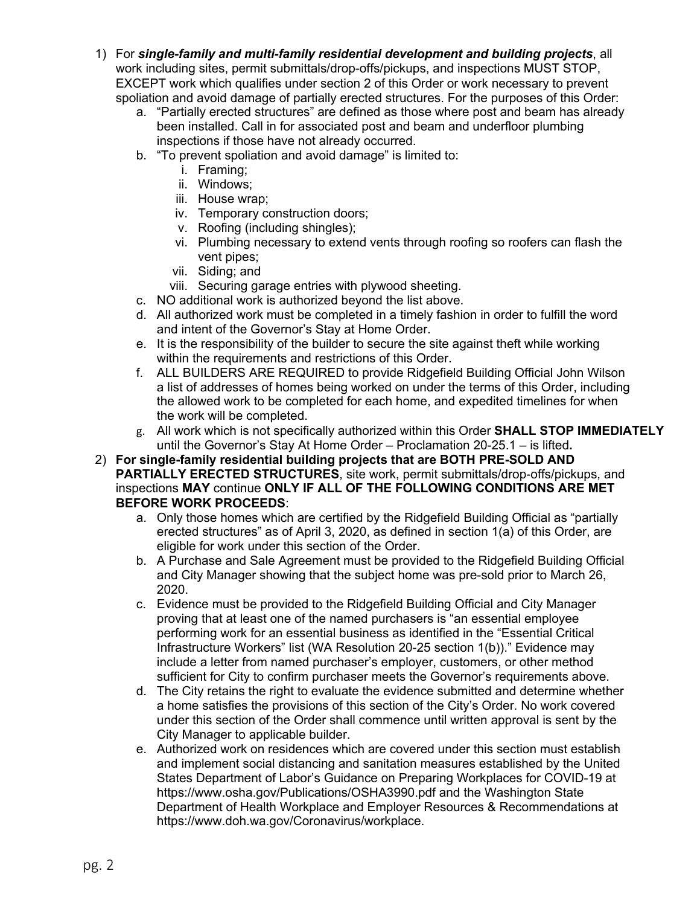1) For ***single-family and multi-family residential development and building projects***, all work including sites, permit submittals/drop-offs/pickups, and inspections MUST STOP, EXCEPT work which qualifies under section 2 of this Order or work necessary to prevent spoliation and avoid damage of partially erected structures. For the purposes of this Order:
   a. "Partially erected structures" are defined as those where post and beam has already been installed. Call in for associated post and beam and underfloor plumbing inspections if those have not already occurred.
   b. "To prevent spoliation and avoid damage" is limited to:
      i. Framing;
      ii. Windows;
      iii. House wrap;
      iv. Temporary construction doors;
      v. Roofing (including shingles);
      vi. Plumbing necessary to extend vents through roofing so roofers can flash the vent pipes;
      vii. Siding; and
      viii. Securing garage entries with plywood sheeting.
   c. NO additional work is authorized beyond the list above.
   d. All authorized work must be completed in a timely fashion in order to fulfill the word and intent of the Governor's Stay at Home Order.
   e. It is the responsibility of the builder to secure the site against theft while working within the requirements and restrictions of this Order.
   f. ALL BUILDERS ARE REQUIRED to provide Ridgefield Building Official John Wilson a list of addresses of homes being worked on under the terms of this Order, including the allowed work to be completed for each home, and expedited timelines for when the work will be completed.
   g. All work which is not specifically authorized within this Order **SHALL STOP IMMEDIATELY** until the Governor's Stay At Home Order – Proclamation 20-25.1 – is lifted**.**
2) **For single-family residential building projects that are BOTH PRE-SOLD AND PARTIALLY ERECTED STRUCTURES**, site work, permit submittals/drop-offs/pickups, and inspections **MAY** continue **ONLY IF ALL OF THE FOLLOWING CONDITIONS ARE MET BEFORE WORK PROCEEDS**:
   a. Only those homes which are certified by the Ridgefield Building Official as "partially erected structures" as of April 3, 2020, as defined in section 1(a) of this Order, are eligible for work under this section of the Order.
   b. A Purchase and Sale Agreement must be provided to the Ridgefield Building Official and City Manager showing that the subject home was pre-sold prior to March 26, 2020.
   c. Evidence must be provided to the Ridgefield Building Official and City Manager proving that at least one of the named purchasers is "an essential employee performing work for an essential business as identified in the "Essential Critical Infrastructure Workers" list (WA Resolution 20-25 section 1(b))." Evidence may include a letter from named purchaser's employer, customers, or other method sufficient for City to confirm purchaser meets the Governor's requirements above.
   d. The City retains the right to evaluate the evidence submitted and determine whether a home satisfies the provisions of this section of the City's Order. No work covered under this section of the Order shall commence until written approval is sent by the City Manager to applicable builder.
   e. Authorized work on residences which are covered under this section must establish and implement social distancing and sanitation measures established by the United States Department of Labor's Guidance on Preparing Workplaces for COVID-19 at https://www.osha.gov/Publications/OSHA3990.pdf and the Washington State Department of Health Workplace and Employer Resources & Recommendations at https://www.doh.wa.gov/Coronavirus/workplace.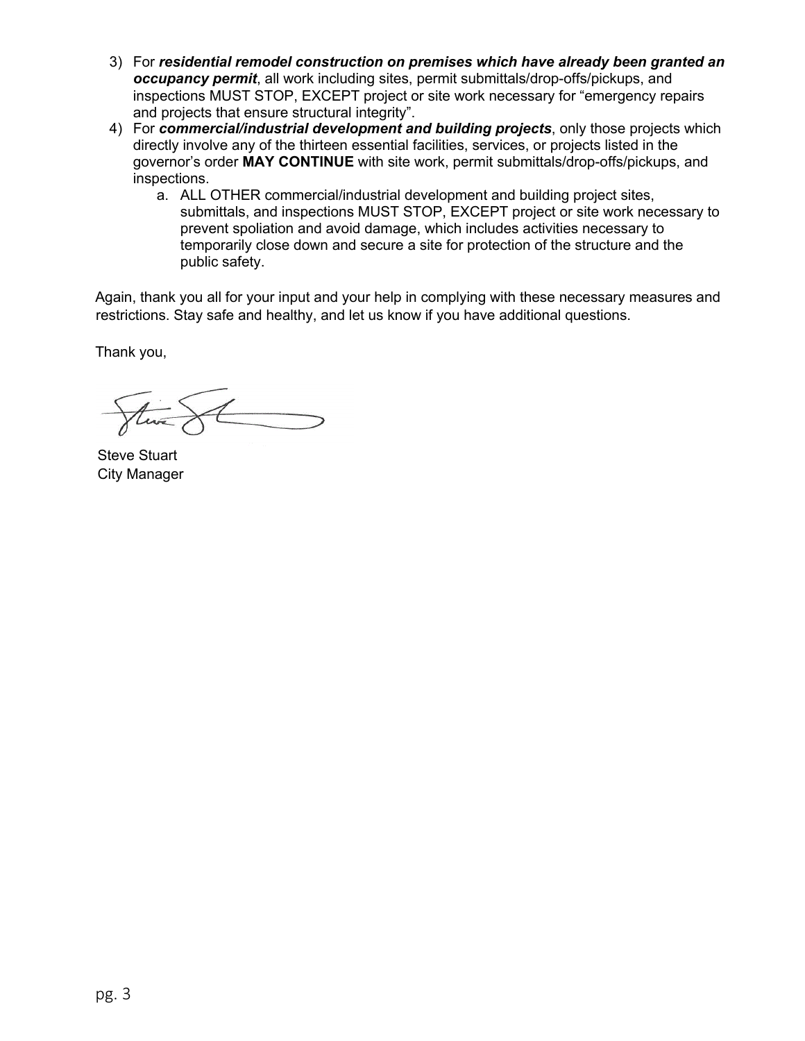3) For ***residential remodel construction on premises which have already been granted an occupancy permit***, all work including sites, permit submittals/drop-offs/pickups, and inspections MUST STOP, EXCEPT project or site work necessary for "emergency repairs and projects that ensure structural integrity".
4) For ***commercial/industrial development and building projects***, only those projects which directly involve any of the thirteen essential facilities, services, or projects listed in the governor's order **MAY CONTINUE** with site work, permit submittals/drop-offs/pickups, and inspections.
   a. ALL OTHER commercial/industrial development and building project sites, submittals, and inspections MUST STOP, EXCEPT project or site work necessary to prevent spoliation and avoid damage, which includes activities necessary to temporarily close down and secure a site for protection of the structure and the public safety.

Again, thank you all for your input and your help in complying with these necessary measures and restrictions. Stay safe and healthy, and let us know if you have additional questions.

Thank you,

Steve Stuart
City Manager